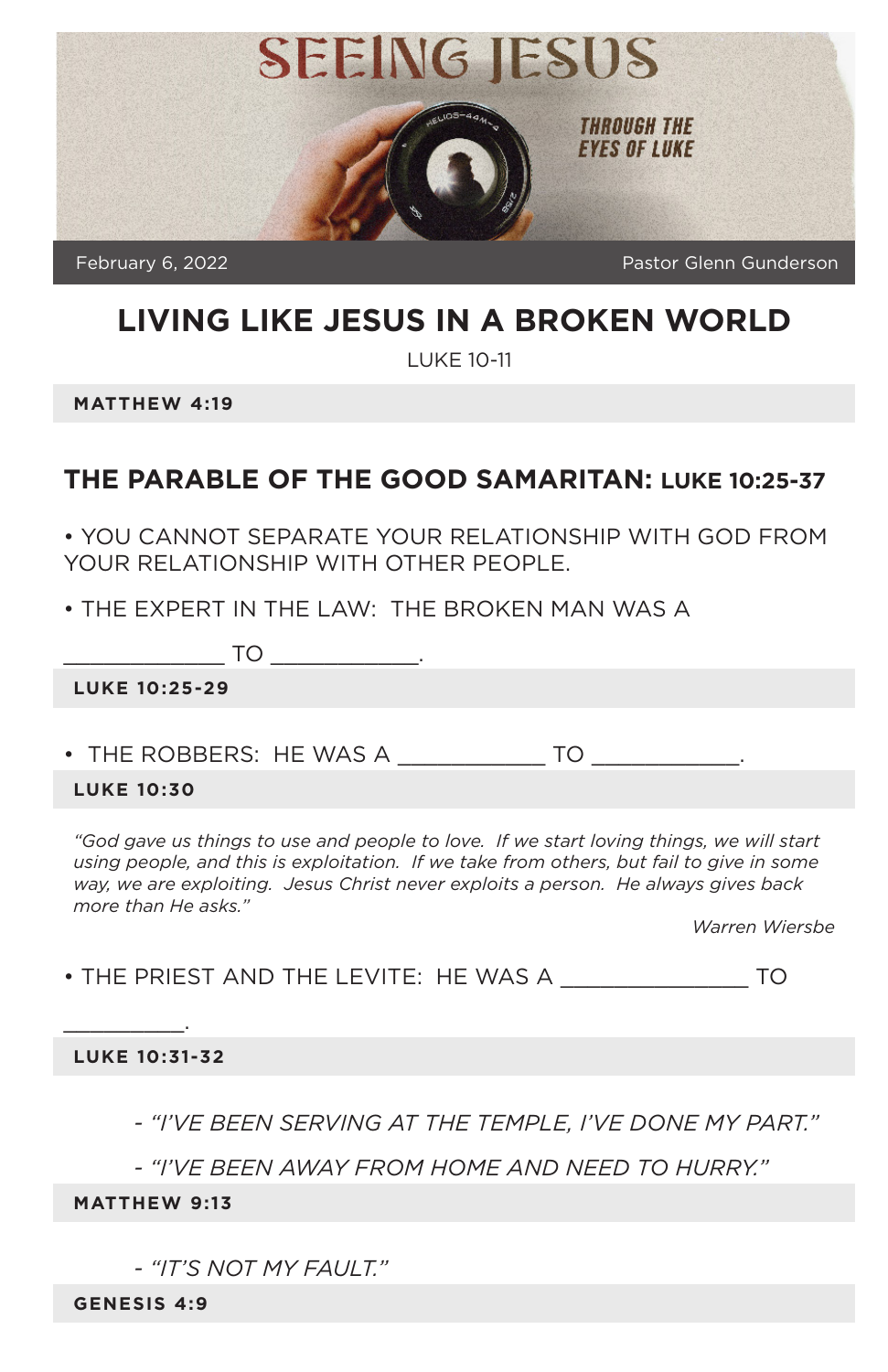# SEEING JESUS

THROUGH THE EYES OF LUKE

February 6, 2022 — Pastor Glenn Gunderson

## LIVING LIKE JESUS IN A BROKEN WORLD

LUKE 10-11

**MATTHEW 4:19**

### THE PARABLE OF THE GOOD SAMARITAN: LUKE 10:25-37

- YOU CANNOT SEPARATE YOUR RELATIONSHIP WITH GOD FROM YOUR RELATIONSHIP WITH OTHER PEOPLE.

- THE EXPERT IN THE LAW: THE BROKEN MAN WAS A _____________ TO ____________.

**LUKE 10:25-29**

- THE ROBBERS: HE WAS A ____________ TO ____________.

**LUKE 10:30**

*"God gave us things to use and people to love. If we start loving things, we will start using people, and this is exploitation. If we take from others, but fail to give in some way, we are exploiting. Jesus Christ never exploits a person. He always gives back more than He asks."*

*Warren Wiersbe*

- THE PRIEST AND THE LEVITE: HE WAS A _______________ TO __________.

**LUKE 10:31-32**

- *"I'VE BEEN SERVING AT THE TEMPLE, I'VE DONE MY PART."*

- *"I'VE BEEN AWAY FROM HOME AND NEED TO HURRY."*

**MATTHEW 9:13**

- *"IT'S NOT MY FAULT."*

**GENESIS 4:9**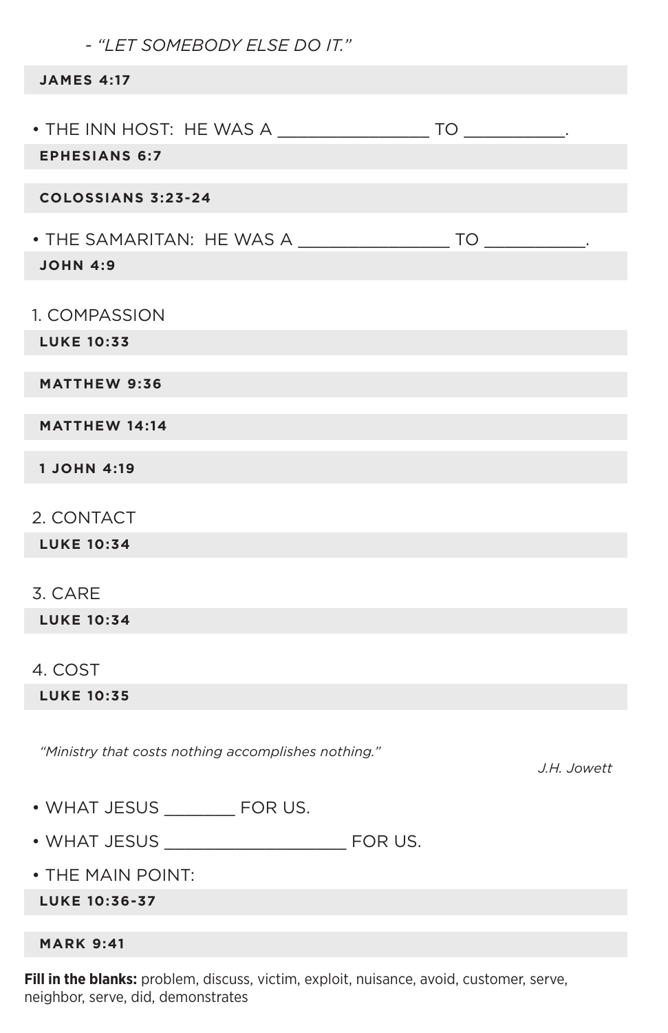- *"LET SOMEBODY ELSE DO IT."*

**JAMES 4:17**

- THE INN HOST: HE WAS A _______________ TO __________.

**EPHESIANS 6:7**

**COLOSSIANS 3:23-24**

- THE SAMARITAN: HE WAS A _______________ TO __________.

**JOHN 4:9**

1. COMPASSION

**LUKE 10:33**

**MATTHEW 9:36**

**MATTHEW 14:14**

**1 JOHN 4:19**

2. CONTACT

**LUKE 10:34**

3. CARE

**LUKE 10:34**

4. COST

**LUKE 10:35**

*"Ministry that costs nothing accomplishes nothing."*

*J.H. Jowett*

- WHAT JESUS _______ FOR US.
- WHAT JESUS __________________ FOR US.
- THE MAIN POINT:

**LUKE 10:36-37**

**MARK 9:41**

**Fill in the blanks:** problem, discuss, victim, exploit, nuisance, avoid, customer, serve, neighbor, serve, did, demonstrates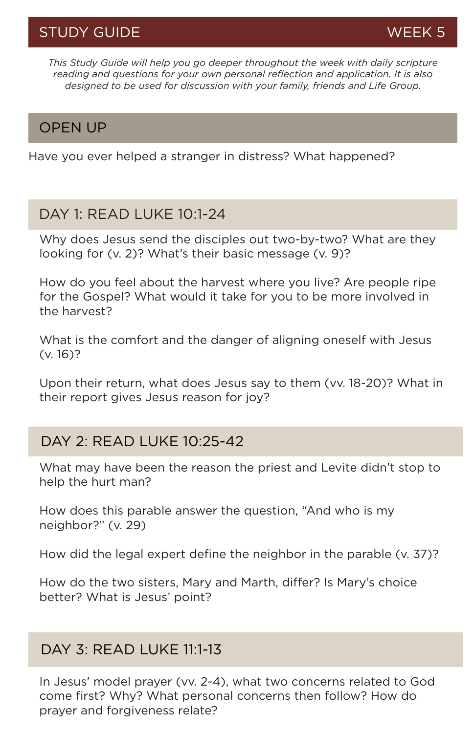## STUDY GUIDE — WEEK 5

*This Study Guide will help you go deeper throughout the week with daily scripture reading and questions for your own personal reflection and application. It is also designed to be used for discussion with your family, friends and Life Group.*

### OPEN UP

Have you ever helped a stranger in distress? What happened?

### DAY 1: READ LUKE 10:1-24

Why does Jesus send the disciples out two-by-two? What are they looking for (v. 2)? What's their basic message (v. 9)?

How do you feel about the harvest where you live? Are people ripe for the Gospel? What would it take for you to be more involved in the harvest?

What is the comfort and the danger of aligning oneself with Jesus (v. 16)?

Upon their return, what does Jesus say to them (vv. 18-20)? What in their report gives Jesus reason for joy?

### DAY 2: READ LUKE 10:25-42

What may have been the reason the priest and Levite didn't stop to help the hurt man?

How does this parable answer the question, "And who is my neighbor?" (v. 29)

How did the legal expert define the neighbor in the parable (v. 37)?

How do the two sisters, Mary and Marth, differ? Is Mary's choice better? What is Jesus' point?

### DAY 3: READ LUKE 11:1-13

In Jesus' model prayer (vv. 2-4), what two concerns related to God come first? Why? What personal concerns then follow? How do prayer and forgiveness relate?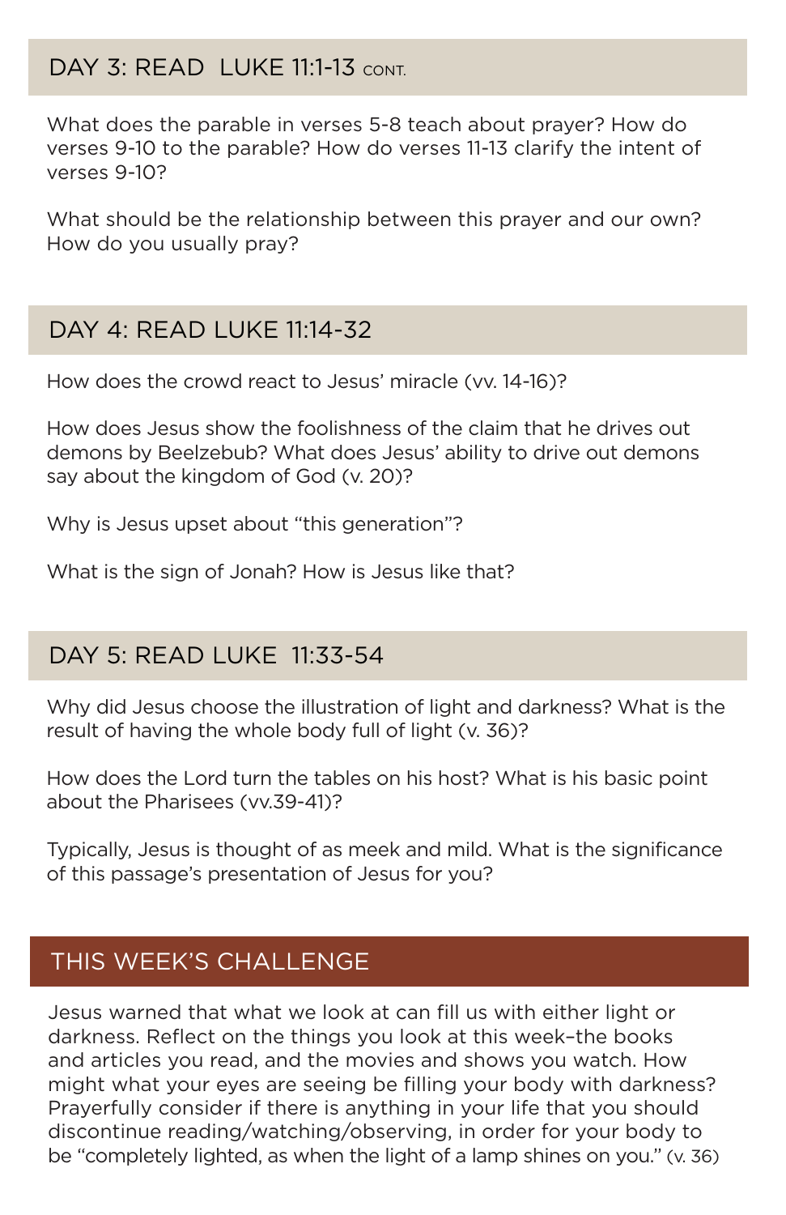## DAY 3: READ LUKE 11:1-13 CONT.

What does the parable in verses 5-8 teach about prayer? How do verses 9-10 to the parable? How do verses 11-13 clarify the intent of verses 9-10?

What should be the relationship between this prayer and our own? How do you usually pray?

## DAY 4: READ LUKE 11:14-32

How does the crowd react to Jesus' miracle (vv. 14-16)?

How does Jesus show the foolishness of the claim that he drives out demons by Beelzebub? What does Jesus' ability to drive out demons say about the kingdom of God (v. 20)?

Why is Jesus upset about "this generation"?

What is the sign of Jonah? How is Jesus like that?

## DAY 5: READ LUKE 11:33-54

Why did Jesus choose the illustration of light and darkness? What is the result of having the whole body full of light (v. 36)?

How does the Lord turn the tables on his host? What is his basic point about the Pharisees (vv.39-41)?

Typically, Jesus is thought of as meek and mild. What is the significance of this passage's presentation of Jesus for you?

## THIS WEEK'S CHALLENGE

Jesus warned that what we look at can fill us with either light or darkness. Reflect on the things you look at this week–the books and articles you read, and the movies and shows you watch. How might what your eyes are seeing be filling your body with darkness? Prayerfully consider if there is anything in your life that you should discontinue reading/watching/observing, in order for your body to be "completely lighted, as when the light of a lamp shines on you." (v. 36)